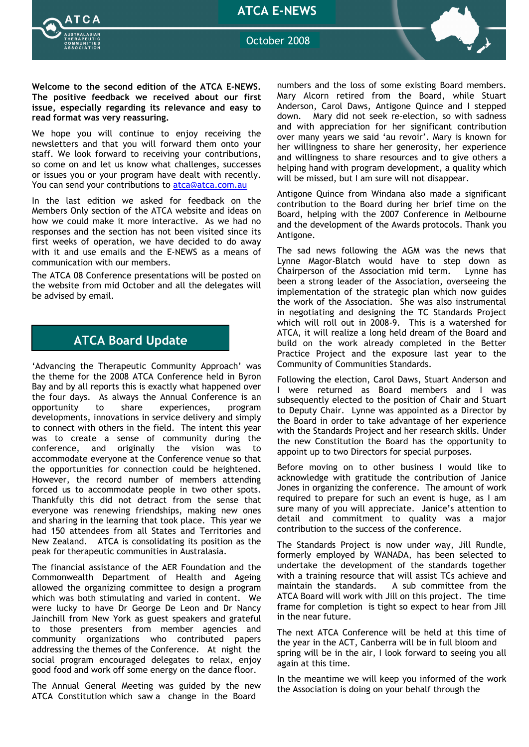# ATCA E-NEWS

October 2008

**Welcome to the second edition of the ATCA E-NEWS. The positive feedback we received about our first issue, especially regarding its relevance and easy to read format was very reassuring.**

We hope you will continue to enjoy receiving the newsletters and that you will forward them onto your staff. We look forward to receiving your contributions, so come on and let us know what challenges, successes or issues you or your program have dealt with recently. You can send your contributions to atca@atca.com.au

In the last edition we asked for feedback on the Members Only section of the ATCA website and ideas on how we could make it more interactive. As we had no responses and the section has not been visited since its first weeks of operation, we have decided to do away with it and use emails and the E-NEWS as a means of communication with our members.

The ATCA 08 Conference presentations will be posted on the website from mid October and all the delegates will be advised by email.

## ATCA Board Update

'Advancing the Therapeutic Community Approach' was the theme for the 2008 ATCA Conference held in Byron Bay and by all reports this is exactly what happened over the four days. As always the Annual Conference is an opportunity to share experiences, program developments, innovations in service delivery and simply to connect with others in the field. The intent this year was to create a sense of community during the conference, and originally the vision was to accommodate everyone at the Conference venue so that the opportunities for connection could be heightened. However, the record number of members attending forced us to accommodate people in two other spots. Thankfully this did not detract from the sense that everyone was renewing friendships, making new ones and sharing in the learning that took place. This year we had 150 attendees from all States and Territories and New Zealand. ATCA is consolidating its position as the peak for therapeutic communities in Australasia.

The financial assistance of the AER Foundation and the Commonwealth Department of Health and Ageing allowed the organizing committee to design a program which was both stimulating and varied in content. We were lucky to have Dr George De Leon and Dr Nancy Jainchill from New York as guest speakers and grateful to those presenters from member agencies and community organizations who contributed papers addressing the themes of the Conference. At night the social program encouraged delegates to relax, enjoy good food and work off some energy on the dance floor.

The Annual General Meeting was guided by the new ATCA Constitution which saw a change in the Board numbers and the loss of some existing Board members. Mary Alcorn retired from the Board, while Stuart Anderson, Carol Daws, Antigone Quince and I stepped down. Mary did not seek re-election, so with sadness and with appreciation for her significant contribution over many years we said 'au revoir'. Mary is known for her willingness to share her generosity, her experience and willingness to share resources and to give others a helping hand with program development, a quality which will be missed, but I am sure will not disappear.

Antigone Quince from Windana also made a significant contribution to the Board during her brief time on the Board, helping with the 2007 Conference in Melbourne and the development of the Awards protocols. Thank you Antigone.

The sad news following the AGM was the news that Lynne Magor-Blatch would have to step down as Chairperson of the Association mid term. Lynne has been a strong leader of the Association, overseeing the implementation of the strategic plan which now guides the work of the Association. She was also instrumental in negotiating and designing the TC Standards Project which will roll out in 2008-9. This is a watershed for ATCA, it will realize a long held dream of the Board and build on the work already completed in the Better Practice Project and the exposure last year to the Community of Communities Standards.

Following the election, Carol Daws, Stuart Anderson and I were returned as Board members and I was subsequently elected to the position of Chair and Stuart to Deputy Chair. Lynne was appointed as a Director by the Board in order to take advantage of her experience with the Standards Project and her research skills. Under the new Constitution the Board has the opportunity to appoint up to two Directors for special purposes.

Before moving on to other business I would like to acknowledge with gratitude the contribution of Janice Jones in organizing the conference. The amount of work required to prepare for such an event is huge, as I am sure many of you will appreciate. Janice's attention to detail and commitment to quality was a major contribution to the success of the conference.

The Standards Project is now under way, Jill Rundle, formerly employed by WANADA, has been selected to undertake the development of the standards together with a training resource that will assist TCs achieve and maintain the standards. A sub committee from the ATCA Board will work with Jill on this project. The time frame for completion is tight so expect to hear from Jill in the near future.

The next ATCA Conference will be held at this time of the year in the ACT, Canberra will be in full bloom and spring will be in the air, I look forward to seeing you all again at this time.

In the meantime we will keep you informed of the work the Association is doing on your behalf through the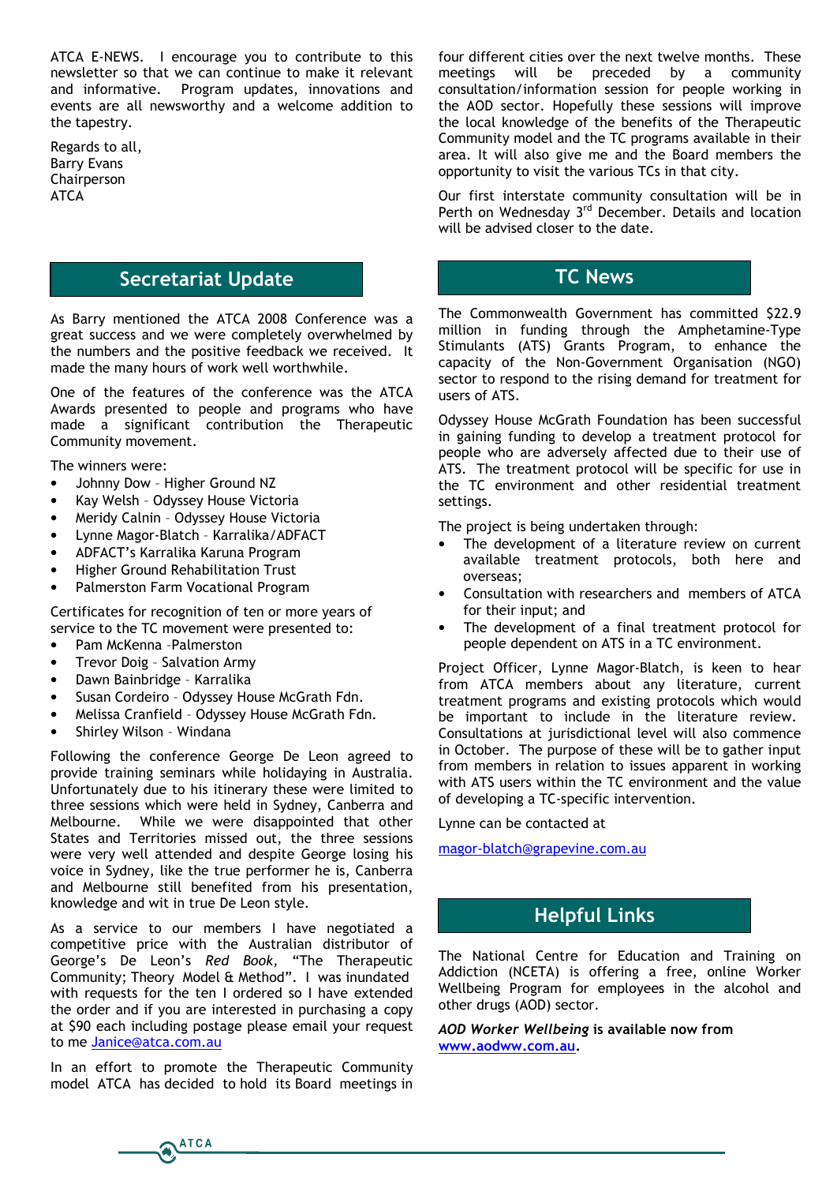ATCA E-NEWS. I encourage you to contribute to this newsletter so that we can continue to make it relevant and informative. Program updates, innovations and events are all newsworthy and a welcome addition to the tapestry.

Regards to all,
Barry Evans
Chairperson
ATCA

## Secretariat Update

As Barry mentioned the ATCA 2008 Conference was a great success and we were completely overwhelmed by the numbers and the positive feedback we received. It made the many hours of work well worthwhile.

One of the features of the conference was the ATCA Awards presented to people and programs who have made a significant contribution the Therapeutic Community movement.

The winners were:

- Johnny Dow – Higher Ground NZ
- Kay Welsh – Odyssey House Victoria
- Meridy Calnin – Odyssey House Victoria
- Lynne Magor-Blatch – Karralika/ADFACT
- ADFACT's Karralika Karuna Program
- Higher Ground Rehabilitation Trust
- Palmerston Farm Vocational Program

Certificates for recognition of ten or more years of service to the TC movement were presented to:

- Pam McKenna –Palmerston
- Trevor Doig – Salvation Army
- Dawn Bainbridge – Karralika
- Susan Cordeiro – Odyssey House McGrath Fdn.
- Melissa Cranfield – Odyssey House McGrath Fdn.
- Shirley Wilson – Windana

Following the conference George De Leon agreed to provide training seminars while holidaying in Australia. Unfortunately due to his itinerary these were limited to three sessions which were held in Sydney, Canberra and Melbourne. While we were disappointed that other States and Territories missed out, the three sessions were very well attended and despite George losing his voice in Sydney, like the true performer he is, Canberra and Melbourne still benefited from his presentation, knowledge and wit in true De Leon style.

As a service to our members I have negotiated a competitive price with the Australian distributor of George's De Leon's *Red Book*, "The Therapeutic Community; Theory Model & Method". I was inundated with requests for the ten I ordered so I have extended the order and if you are interested in purchasing a copy at $90 each including postage please email your request to me Janice@atca.com.au

In an effort to promote the Therapeutic Community model ATCA has decided to hold its Board meetings in four different cities over the next twelve months. These meetings will be preceded by a community consultation/information session for people working in the AOD sector. Hopefully these sessions will improve the local knowledge of the benefits of the Therapeutic Community model and the TC programs available in their area. It will also give me and the Board members the opportunity to visit the various TCs in that city.

Our first interstate community consultation will be in Perth on Wednesday 3rd December. Details and location will be advised closer to the date.

## TC News

The Commonwealth Government has committed $22.9 million in funding through the Amphetamine-Type Stimulants (ATS) Grants Program, to enhance the capacity of the Non-Government Organisation (NGO) sector to respond to the rising demand for treatment for users of ATS.

Odyssey House McGrath Foundation has been successful in gaining funding to develop a treatment protocol for people who are adversely affected due to their use of ATS. The treatment protocol will be specific for use in the TC environment and other residential treatment settings.

The project is being undertaken through:

- The development of a literature review on current available treatment protocols, both here and overseas;
- Consultation with researchers and members of ATCA for their input; and
- The development of a final treatment protocol for people dependent on ATS in a TC environment.

Project Officer, Lynne Magor-Blatch, is keen to hear from ATCA members about any literature, current treatment programs and existing protocols which would be important to include in the literature review. Consultations at jurisdictional level will also commence in October. The purpose of these will be to gather input from members in relation to issues apparent in working with ATS users within the TC environment and the value of developing a TC-specific intervention.

Lynne can be contacted at

magor-blatch@grapevine.com.au

## Helpful Links

The National Centre for Education and Training on Addiction (NCETA) is offering a free, online Worker Wellbeing Program for employees in the alcohol and other drugs (AOD) sector.

***AOD Worker Wellbeing* is available now from www.aodww.com.au.**